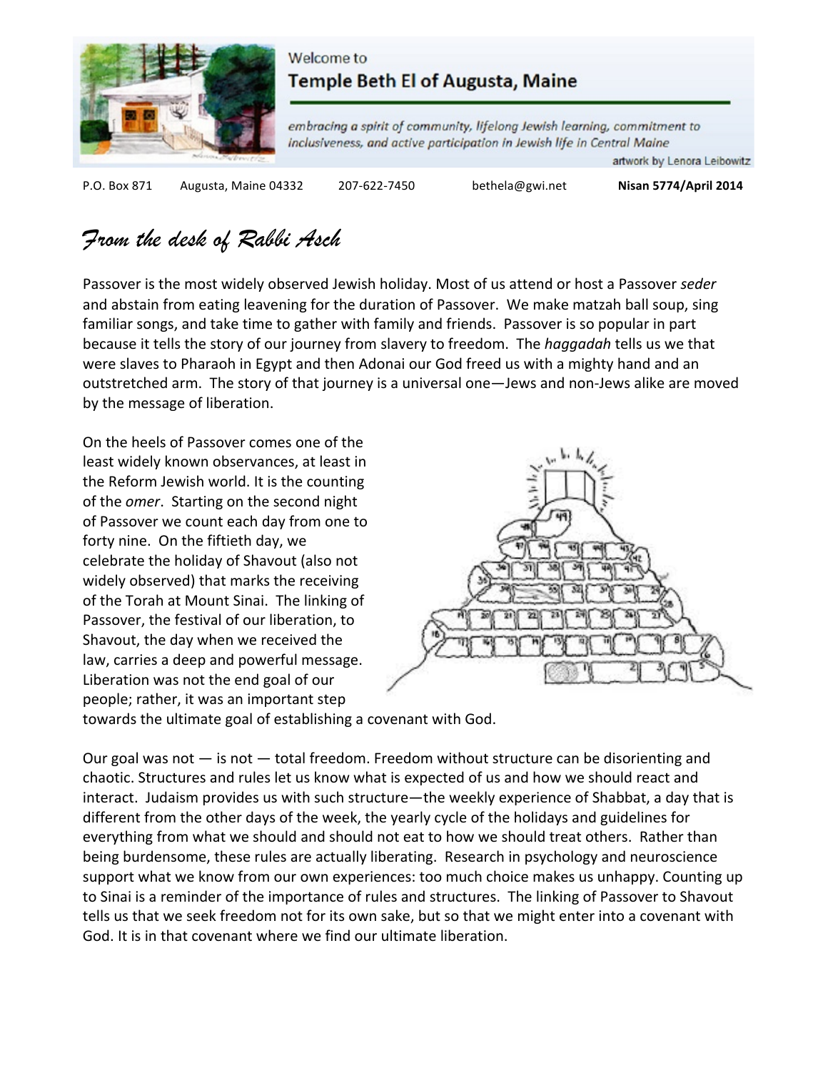Welcome to

# Temple Beth El of Augusta, Maine

*embracing a spirit of community, lifelong Jewish learning, commitment to inclusiveness, and active participation in Jewish life in Central Maine*

artwork by Lenora Leibowitz

P.O. Box 871 Augusta, Maine 04332 207-622-7450 bethela@gwi.net **Nisan 5774/April 2014**

## *From the desk of Rabbi Asch*

Passover is the most widely observed Jewish holiday. Most of us attend or host a Passover *seder* and abstain from eating leavening for the duration of Passover. We make matzah ball soup, sing familiar songs, and take time to gather with family and friends. Passover is so popular in part because it tells the story of our journey from slavery to freedom. The *haggadah* tells us we that were slaves to Pharaoh in Egypt and then Adonai our God freed us with a mighty hand and an outstretched arm. The story of that journey is a universal one—Jews and non-Jews alike are moved by the message of liberation.

On the heels of Passover comes one of the least widely known observances, at least in the Reform Jewish world. It is the counting of the *omer*. Starting on the second night of Passover we count each day from one to forty nine. On the fiftieth day, we celebrate the holiday of Shavout (also not widely observed) that marks the receiving of the Torah at Mount Sinai. The linking of Passover, the festival of our liberation, to Shavout, the day when we received the law, carries a deep and powerful message. Liberation was not the end goal of our people; rather, it was an important step towards the ultimate goal of establishing a covenant with God.

Our goal was not — is not — total freedom. Freedom without structure can be disorienting and chaotic. Structures and rules let us know what is expected of us and how we should react and interact. Judaism provides us with such structure—the weekly experience of Shabbat, a day that is different from the other days of the week, the yearly cycle of the holidays and guidelines for everything from what we should and should not eat to how we should treat others. Rather than being burdensome, these rules are actually liberating. Research in psychology and neuroscience support what we know from our own experiences: too much choice makes us unhappy. Counting up to Sinai is a reminder of the importance of rules and structures. The linking of Passover to Shavout tells us that we seek freedom not for its own sake, but so that we might enter into a covenant with God. It is in that covenant where we find our ultimate liberation.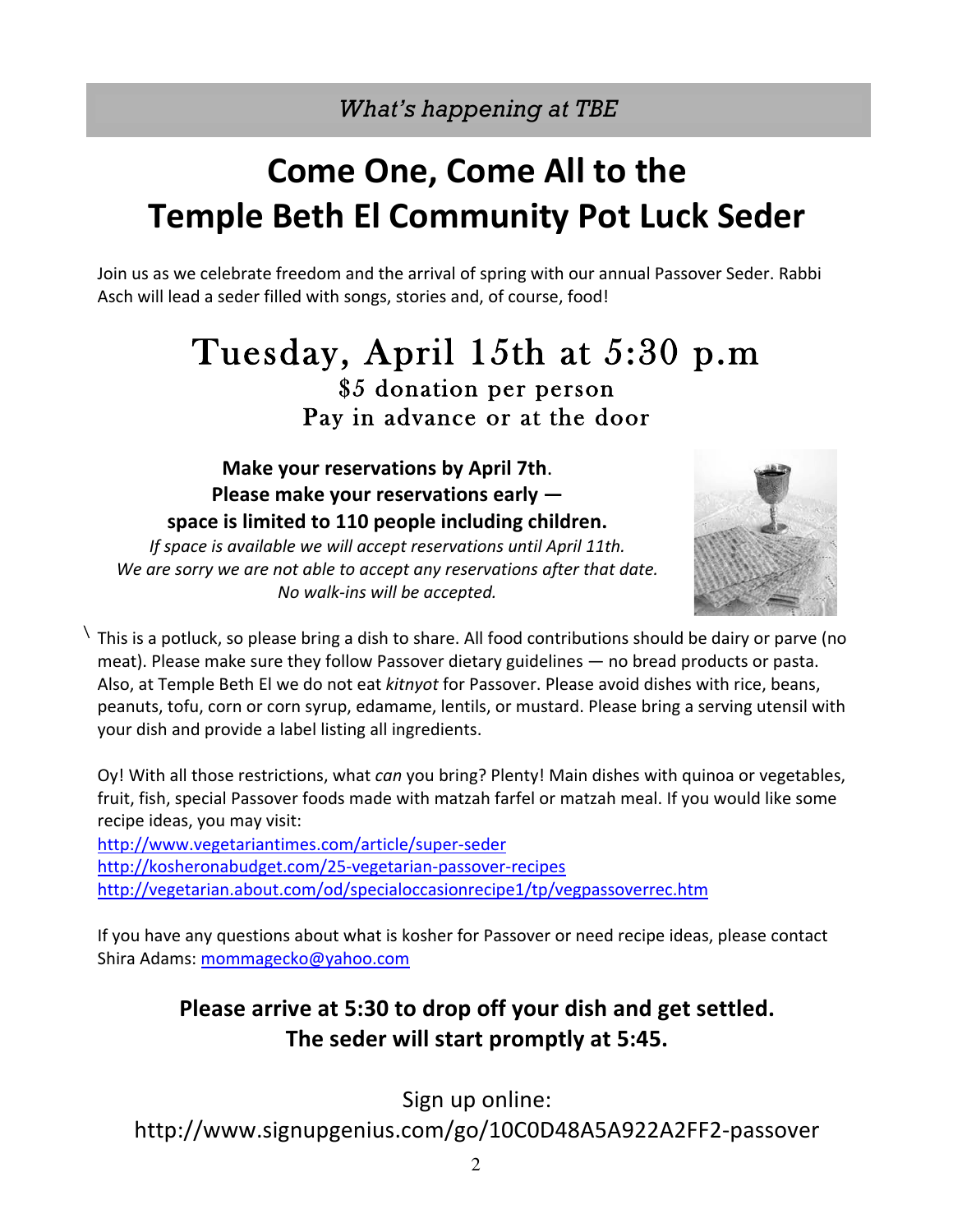*What's happening at TBE*

# Come One, Come All to the Temple Beth El Community Pot Luck Seder

Join us as we celebrate freedom and the arrival of spring with our annual Passover Seder. Rabbi Asch will lead a seder filled with songs, stories and, of course, food!

## Tuesday, April 15th at 5:30 p.m

$5 donation per person
Pay in advance or at the door

**Make your reservations by April 7th.**
**Please make your reservations early — space is limited to 110 people including children.**
*If space is available we will accept reservations until April 11th. We are sorry we are not able to accept any reservations after that date. No walk-ins will be accepted.*

This is a potluck, so please bring a dish to share. All food contributions should be dairy or parve (no meat). Please make sure they follow Passover dietary guidelines — no bread products or pasta. Also, at Temple Beth El we do not eat *kitnyot* for Passover. Please avoid dishes with rice, beans, peanuts, tofu, corn or corn syrup, edamame, lentils, or mustard. Please bring a serving utensil with your dish and provide a label listing all ingredients.

Oy! With all those restrictions, what *can* you bring? Plenty! Main dishes with quinoa or vegetables, fruit, fish, special Passover foods made with matzah farfel or matzah meal. If you would like some recipe ideas, you may visit:
http://www.vegetariantimes.com/article/super-seder
http://kosheronabudget.com/25-vegetarian-passover-recipes
http://vegetarian.about.com/od/specialoccasionrecipe1/tp/vegpassoverrec.htm

If you have any questions about what is kosher for Passover or need recipe ideas, please contact Shira Adams: mommagecko@yahoo.com

**Please arrive at 5:30 to drop off your dish and get settled.**
**The seder will start promptly at 5:45.**

Sign up online:
http://www.signupgenius.com/go/10C0D48A5A922A2FF2-passover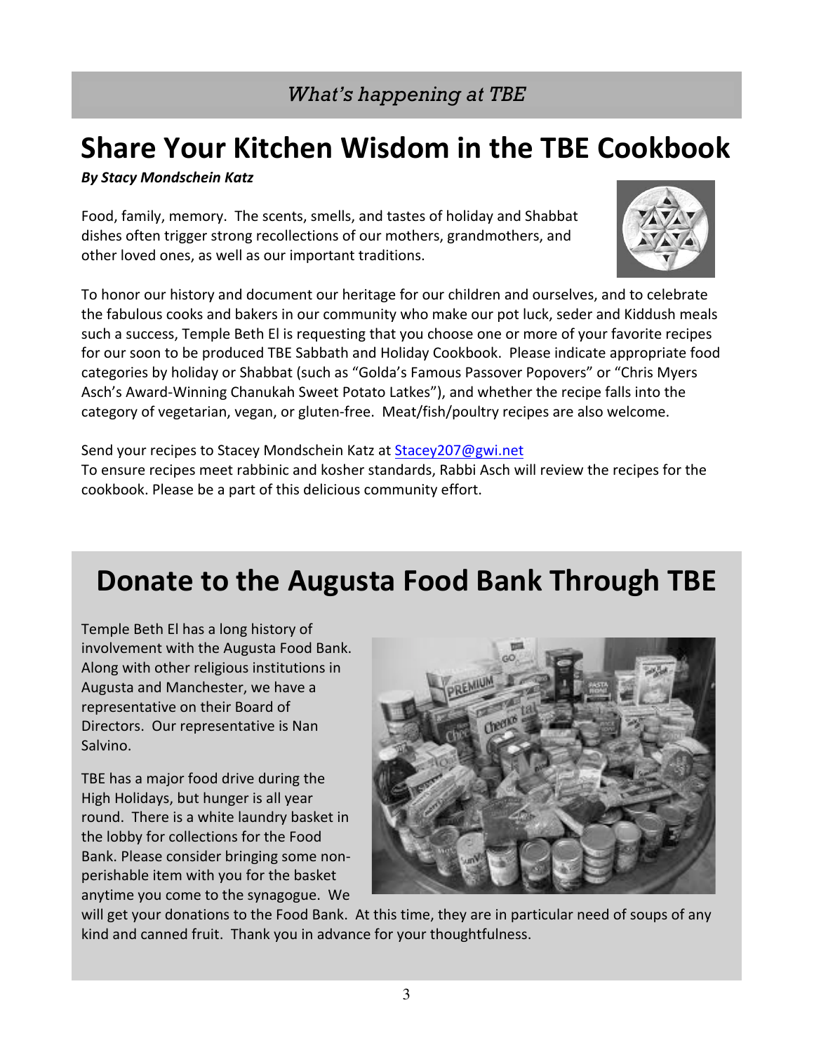*What's happening at TBE*

# Share Your Kitchen Wisdom in the TBE Cookbook

***By Stacy Mondschein Katz***

Food, family, memory. The scents, smells, and tastes of holiday and Shabbat dishes often trigger strong recollections of our mothers, grandmothers, and other loved ones, as well as our important traditions.

To honor our history and document our heritage for our children and ourselves, and to celebrate the fabulous cooks and bakers in our community who make our pot luck, seder and Kiddush meals such a success, Temple Beth El is requesting that you choose one or more of your favorite recipes for our soon to be produced TBE Sabbath and Holiday Cookbook. Please indicate appropriate food categories by holiday or Shabbat (such as "Golda's Famous Passover Popovers" or "Chris Myers Asch's Award-Winning Chanukah Sweet Potato Latkes"), and whether the recipe falls into the category of vegetarian, vegan, or gluten-free. Meat/fish/poultry recipes are also welcome.

Send your recipes to Stacey Mondschein Katz at Stacey207@gwi.net

To ensure recipes meet rabbinic and kosher standards, Rabbi Asch will review the recipes for the cookbook. Please be a part of this delicious community effort.

# Donate to the Augusta Food Bank Through TBE

Temple Beth El has a long history of involvement with the Augusta Food Bank. Along with other religious institutions in Augusta and Manchester, we have a representative on their Board of Directors. Our representative is Nan Salvino.

TBE has a major food drive during the High Holidays, but hunger is all year round. There is a white laundry basket in the lobby for collections for the Food Bank. Please consider bringing some non-perishable item with you for the basket anytime you come to the synagogue. We will get your donations to the Food Bank. At this time, they are in particular need of soups of any kind and canned fruit. Thank you in advance for your thoughtfulness.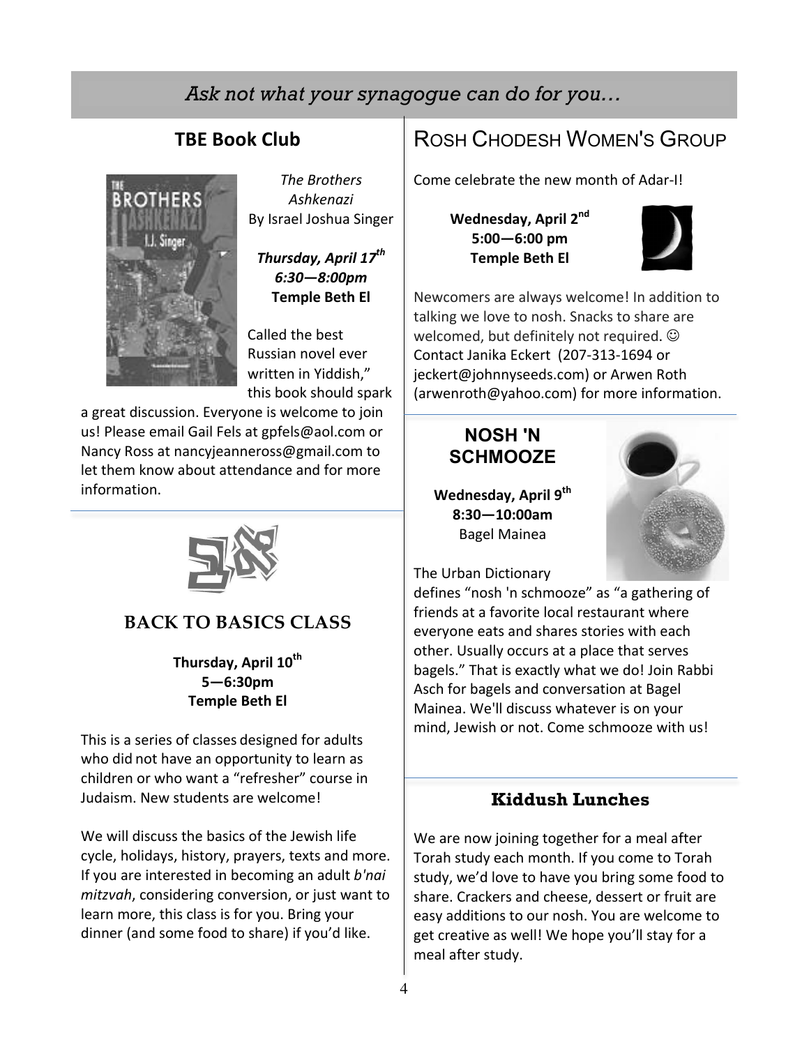*Ask not what your synagogue can do for you…*

## TBE Book Club

*The Brothers Ashkenazi*
By Israel Joshua Singer

***Thursday, April 17th***
***6:30—8:00pm***
**Temple Beth El**

Called the best Russian novel ever written in Yiddish," this book should spark a great discussion. Everyone is welcome to join us! Please email Gail Fels at gpfels@aol.com or Nancy Ross at nancyjeanneross@gmail.com to let them know about attendance and for more information.

## BACK TO BASICS CLASS

**Thursday, April 10th**
**5—6:30pm**
**Temple Beth El**

This is a series of classes designed for adults who did not have an opportunity to learn as children or who want a "refresher" course in Judaism. New students are welcome!

We will discuss the basics of the Jewish life cycle, holidays, history, prayers, texts and more. If you are interested in becoming an adult *b'nai mitzvah*, considering conversion, or just want to learn more, this class is for you. Bring your dinner (and some food to share) if you'd like.

## ROSH CHODESH WOMEN'S GROUP

Come celebrate the new month of Adar-I!

**Wednesday, April 2nd**
**5:00—6:00 pm**
**Temple Beth El**

Newcomers are always welcome! In addition to talking we love to nosh. Snacks to share are welcomed, but definitely not required. ☺ Contact Janika Eckert (207-313-1694 or jeckert@johnnyseeds.com) or Arwen Roth (arwenroth@yahoo.com) for more information.

## NOSH 'N SCHMOOZE

**Wednesday, April 9th**
**8:30—10:00am**
Bagel Mainea

The Urban Dictionary defines "nosh 'n schmooze" as "a gathering of friends at a favorite local restaurant where everyone eats and shares stories with each other. Usually occurs at a place that serves bagels." That is exactly what we do! Join Rabbi Asch for bagels and conversation at Bagel Mainea. We'll discuss whatever is on your mind, Jewish or not. Come schmooze with us!

## Kiddush Lunches

We are now joining together for a meal after Torah study each month. If you come to Torah study, we'd love to have you bring some food to share. Crackers and cheese, dessert or fruit are easy additions to our nosh. You are welcome to get creative as well! We hope you'll stay for a meal after study.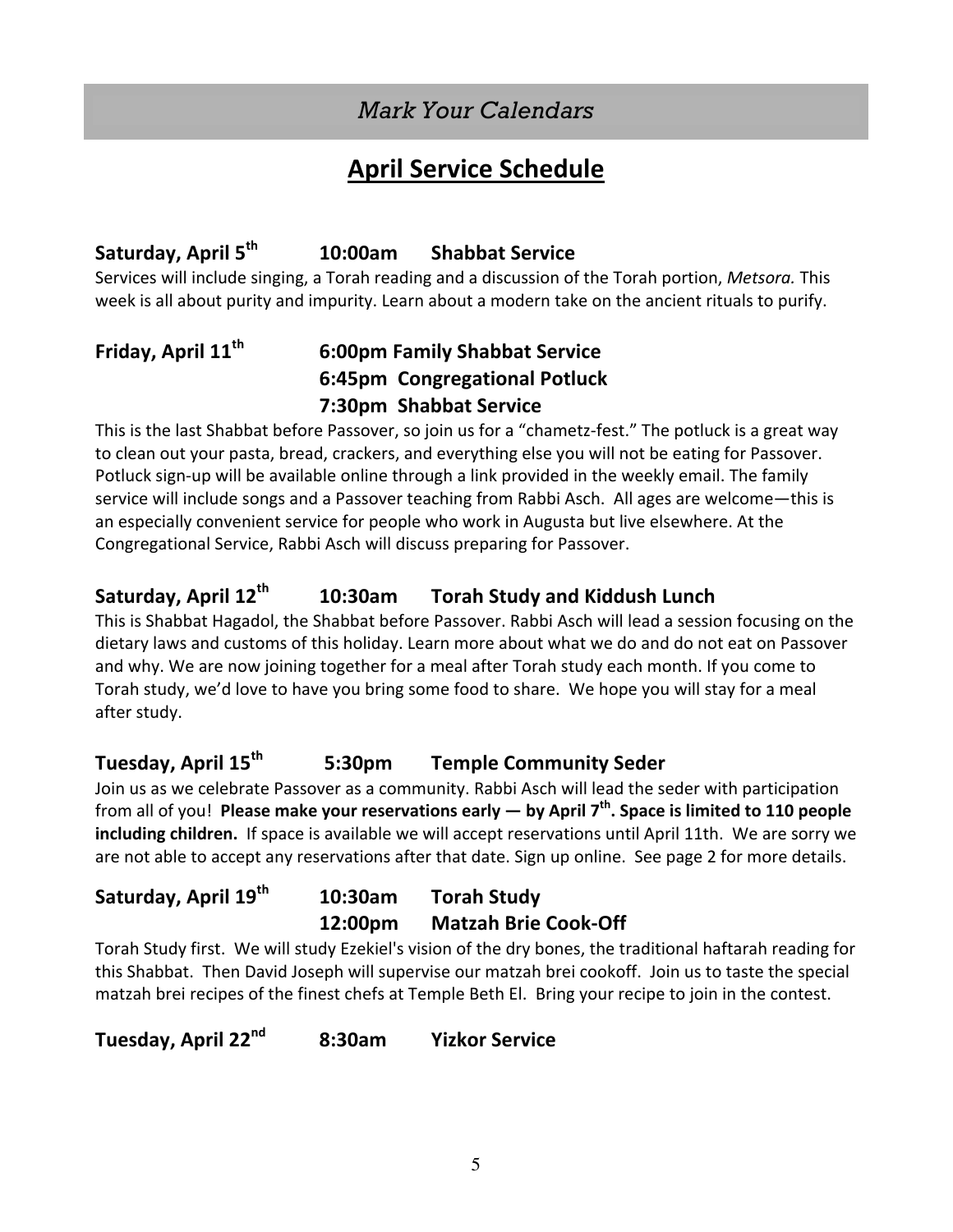## *Mark Your Calendars*

# April Service Schedule

### Saturday, April 5th 10:00am Shabbat Service

Services will include singing, a Torah reading and a discussion of the Torah portion, *Metsora.* This week is all about purity and impurity. Learn about a modern take on the ancient rituals to purify.

### Friday, April 11th

**6:00pm Family Shabbat Service**
**6:45pm Congregational Potluck**
**7:30pm Shabbat Service**

This is the last Shabbat before Passover, so join us for a "chametz-fest." The potluck is a great way to clean out your pasta, bread, crackers, and everything else you will not be eating for Passover. Potluck sign-up will be available online through a link provided in the weekly email. The family service will include songs and a Passover teaching from Rabbi Asch. All ages are welcome—this is an especially convenient service for people who work in Augusta but live elsewhere. At the Congregational Service, Rabbi Asch will discuss preparing for Passover.

### Saturday, April 12th 10:30am Torah Study and Kiddush Lunch

This is Shabbat Hagadol, the Shabbat before Passover. Rabbi Asch will lead a session focusing on the dietary laws and customs of this holiday. Learn more about what we do and do not eat on Passover and why. We are now joining together for a meal after Torah study each month. If you come to Torah study, we'd love to have you bring some food to share. We hope you will stay for a meal after study.

### Tuesday, April 15th 5:30pm Temple Community Seder

Join us as we celebrate Passover as a community. Rabbi Asch will lead the seder with participation from all of you! **Please make your reservations early — by April 7th. Space is limited to 110 people including children.** If space is available we will accept reservations until April 11th. We are sorry we are not able to accept any reservations after that date. Sign up online. See page 2 for more details.

### Saturday, April 19th

**10:30am Torah Study**
**12:00pm Matzah Brie Cook-Off**

Torah Study first. We will study Ezekiel's vision of the dry bones, the traditional haftarah reading for this Shabbat. Then David Joseph will supervise our matzah brei cookoff. Join us to taste the special matzah brei recipes of the finest chefs at Temple Beth El. Bring your recipe to join in the contest.

### Tuesday, April 22nd 8:30am Yizkor Service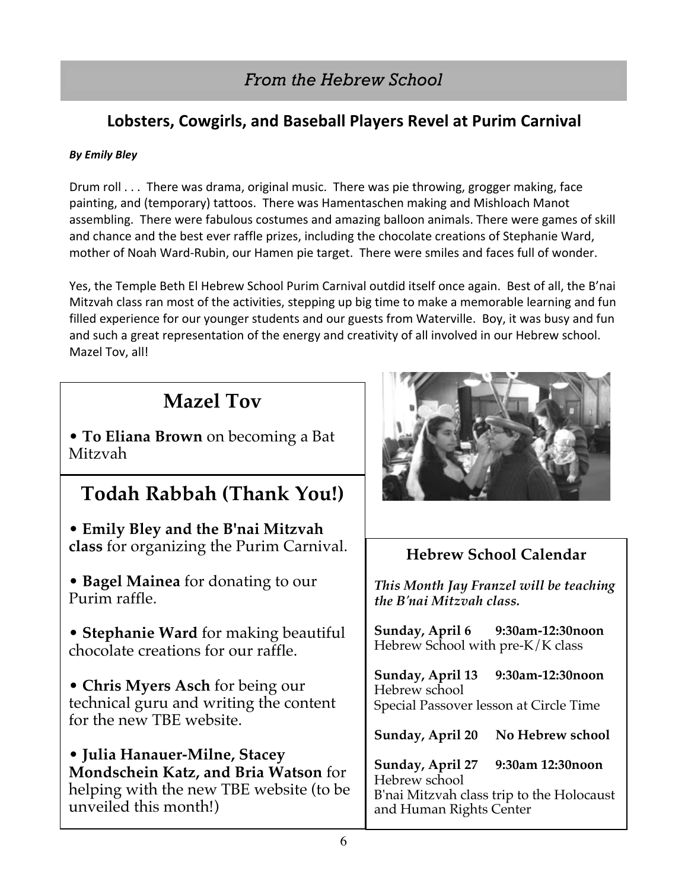## *From the Hebrew School*

### Lobsters, Cowgirls, and Baseball Players Revel at Purim Carnival

***By Emily Bley***

Drum roll . . . There was drama, original music. There was pie throwing, grogger making, face painting, and (temporary) tattoos. There was Hamentaschen making and Mishloach Manot assembling. There were fabulous costumes and amazing balloon animals. There were games of skill and chance and the best ever raffle prizes, including the chocolate creations of Stephanie Ward, mother of Noah Ward-Rubin, our Hamen pie target. There were smiles and faces full of wonder.

Yes, the Temple Beth El Hebrew School Purim Carnival outdid itself once again. Best of all, the B'nai Mitzvah class ran most of the activities, stepping up big time to make a memorable learning and fun filled experience for our younger students and our guests from Waterville. Boy, it was busy and fun and such a great representation of the energy and creativity of all involved in our Hebrew school. Mazel Tov, all!

## Mazel Tov

- **To Eliana Brown** on becoming a Bat Mitzvah

## Todah Rabbah (Thank You!)

- **Emily Bley and the B'nai Mitzvah class** for organizing the Purim Carnival.
- **Bagel Mainea** for donating to our Purim raffle.
- **Stephanie Ward** for making beautiful chocolate creations for our raffle.
- **Chris Myers Asch** for being our technical guru and writing the content for the new TBE website.
- **Julia Hanauer-Milne, Stacey Mondschein Katz, and Bria Watson** for helping with the new TBE website (to be unveiled this month!)

### Hebrew School Calendar

***This Month Jay Franzel will be teaching the B'nai Mitzvah class.***

**Sunday, April 6 9:30am-12:30noon**
Hebrew School with pre-K/K class

**Sunday, April 13 9:30am-12:30noon**
Hebrew school
Special Passover lesson at Circle Time

**Sunday, April 20 No Hebrew school**

**Sunday, April 27 9:30am 12:30noon**
Hebrew school
B'nai Mitzvah class trip to the Holocaust and Human Rights Center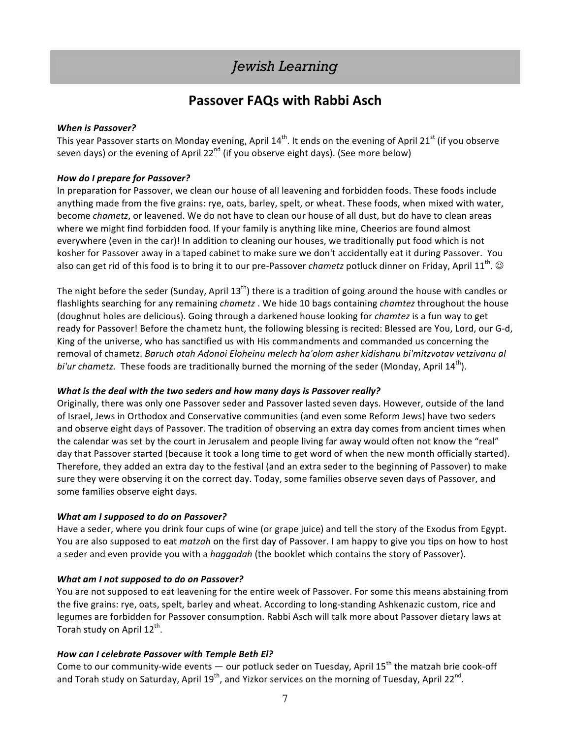# *Jewish Learning*

## Passover FAQs with Rabbi Asch

***When is Passover?***

This year Passover starts on Monday evening, April 14th. It ends on the evening of April 21st (if you observe seven days) or the evening of April 22nd (if you observe eight days). (See more below)

***How do I prepare for Passover?***

In preparation for Passover, we clean our house of all leavening and forbidden foods. These foods include anything made from the five grains: rye, oats, barley, spelt, or wheat. These foods, when mixed with water, become *chametz*, or leavened. We do not have to clean our house of all dust, but do have to clean areas where we might find forbidden food. If your family is anything like mine, Cheerios are found almost everywhere (even in the car)! In addition to cleaning our houses, we traditionally put food which is not kosher for Passover away in a taped cabinet to make sure we don't accidentally eat it during Passover. You also can get rid of this food is to bring it to our pre-Passover *chametz* potluck dinner on Friday, April 11th. ☺

The night before the seder (Sunday, April 13th) there is a tradition of going around the house with candles or flashlights searching for any remaining *chametz* . We hide 10 bags containing *chamtez* throughout the house (doughnut holes are delicious). Going through a darkened house looking for *chamtez* is a fun way to get ready for Passover! Before the chametz hunt, the following blessing is recited: Blessed are You, Lord, our G-d, King of the universe, who has sanctified us with His commandments and commanded us concerning the removal of chametz. *Baruch atah Adonoi Eloheinu melech ha'olom asher kidishanu bi'mitzvotav vetzivanu al bi'ur chametz.* These foods are traditionally burned the morning of the seder (Monday, April 14th).

***What is the deal with the two seders and how many days is Passover really?***

Originally, there was only one Passover seder and Passover lasted seven days. However, outside of the land of Israel, Jews in Orthodox and Conservative communities (and even some Reform Jews) have two seders and observe eight days of Passover. The tradition of observing an extra day comes from ancient times when the calendar was set by the court in Jerusalem and people living far away would often not know the "real" day that Passover started (because it took a long time to get word of when the new month officially started). Therefore, they added an extra day to the festival (and an extra seder to the beginning of Passover) to make sure they were observing it on the correct day. Today, some families observe seven days of Passover, and some families observe eight days.

***What am I supposed to do on Passover?***

Have a seder, where you drink four cups of wine (or grape juice) and tell the story of the Exodus from Egypt. You are also supposed to eat *matzah* on the first day of Passover. I am happy to give you tips on how to host a seder and even provide you with a *haggadah* (the booklet which contains the story of Passover).

***What am I not supposed to do on Passover?***

You are not supposed to eat leavening for the entire week of Passover. For some this means abstaining from the five grains: rye, oats, spelt, barley and wheat. According to long-standing Ashkenazic custom, rice and legumes are forbidden for Passover consumption. Rabbi Asch will talk more about Passover dietary laws at Torah study on April 12th.

***How can I celebrate Passover with Temple Beth El?***

Come to our community-wide events — our potluck seder on Tuesday, April 15th the matzah brie cook-off and Torah study on Saturday, April 19th, and Yizkor services on the morning of Tuesday, April 22nd.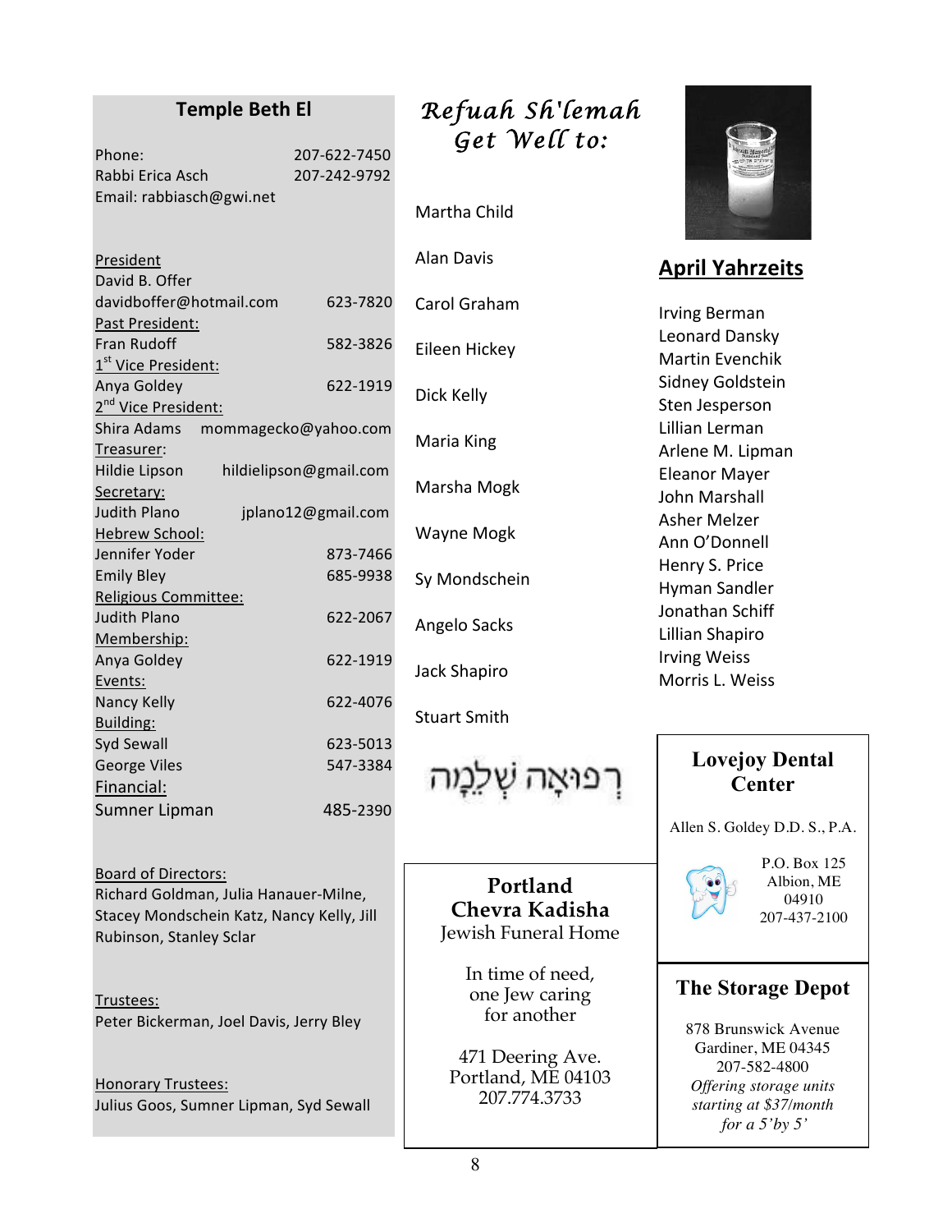## Temple Beth El

Phone: 207-622-7450
Rabbi Erica Asch 207-242-9792
Email: rabbiasch@gwi.net

President
David B. Offer
davidboffer@hotmail.com 623-7820
Past President:
Fran Rudoff 582-3826
1st Vice President:
Anya Goldey 622-1919
2nd Vice President:
Shira Adams mommagecko@yahoo.com
Treasurer:
Hildie Lipson hildielipson@gmail.com
Secretary:
Judith Plano jplano12@gmail.com
Hebrew School:
Jennifer Yoder 873-7466
Emily Bley 685-9938
Religious Committee:
Judith Plano 622-2067
Membership:
Anya Goldey 622-1919
Events:
Nancy Kelly 622-4076
Building:
Syd Sewall 623-5013
George Viles 547-3384
Financial:
Sumner Lipman 485-2390

Board of Directors:
Richard Goldman, Julia Hanauer-Milne, Stacey Mondschein Katz, Nancy Kelly, Jill Rubinson, Stanley Sclar

Trustees:
Peter Bickerman, Joel Davis, Jerry Bley

Honorary Trustees:
Julius Goos, Sumner Lipman, Syd Sewall

## *Refuah Sh'lemah Get Well to:*

Martha Child

Alan Davis

Carol Graham

Eileen Hickey

Dick Kelly

Maria King

Marsha Mogk

Wayne Mogk

Sy Mondschein

Angelo Sacks

Jack Shapiro

Stuart Smith

רְפוּאָה שְׁלֵמָה

## April Yahrzeits

Irving Berman
Leonard Dansky
Martin Evenchik
Sidney Goldstein
Sten Jesperson
Lillian Lerman
Arlene M. Lipman
Eleanor Mayer
John Marshall
Asher Melzer
Ann O'Donnell
Henry S. Price
Hyman Sandler
Jonathan Schiff
Lillian Shapiro
Irving Weiss
Morris L. Weiss

**Portland Chevra Kadisha**
Jewish Funeral Home

In time of need,
one Jew caring
for another

471 Deering Ave.
Portland, ME 04103
207.774.3733

**Lovejoy Dental Center**

Allen S. Goldey D.D. S., P.A.

P.O. Box 125
Albion, ME
04910
207-437-2100

**The Storage Depot**

878 Brunswick Avenue
Gardiner, ME 04345
207-582-4800
*Offering storage units starting at $37/month for a 5'by 5'*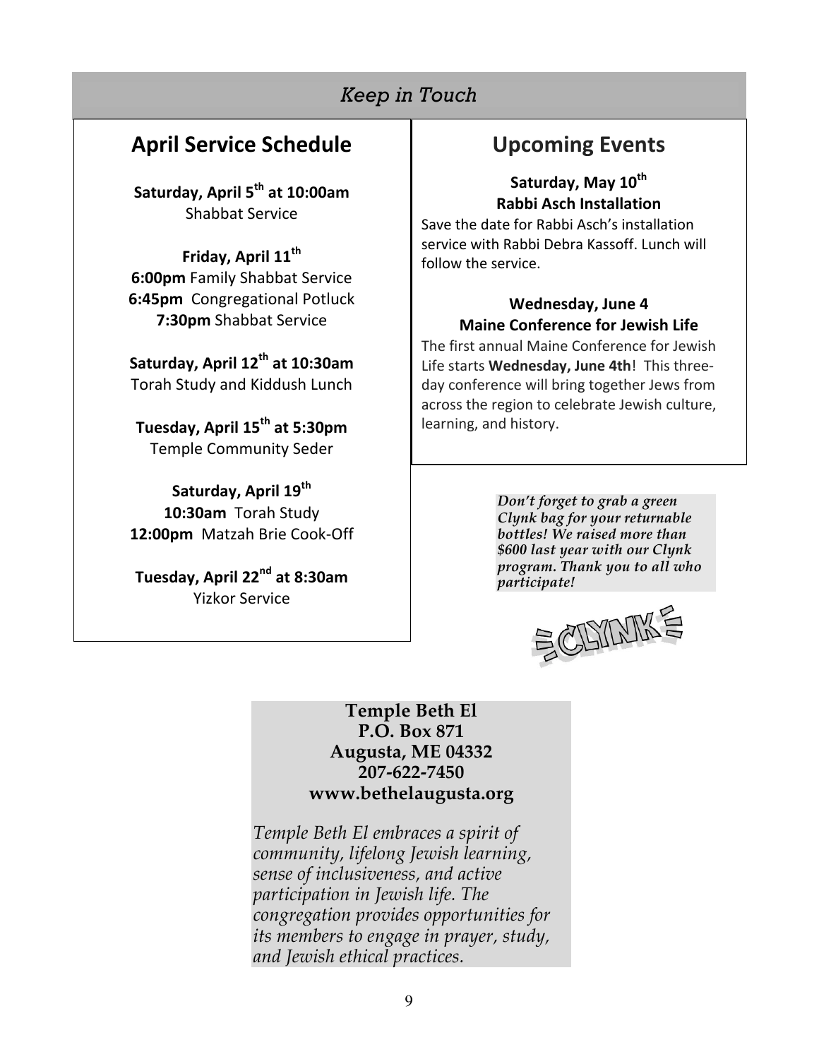*Keep in Touch*

## April Service Schedule

**Saturday, April 5th at 10:00am**
Shabbat Service

**Friday, April 11th**
**6:00pm** Family Shabbat Service
**6:45pm** Congregational Potluck
**7:30pm** Shabbat Service

**Saturday, April 12th at 10:30am**
Torah Study and Kiddush Lunch

**Tuesday, April 15th at 5:30pm**
Temple Community Seder

**Saturday, April 19th**
**10:30am** Torah Study
**12:00pm** Matzah Brie Cook-Off

**Tuesday, April 22nd at 8:30am**
Yizkor Service

## Upcoming Events

**Saturday, May 10th**
**Rabbi Asch Installation**

Save the date for Rabbi Asch's installation service with Rabbi Debra Kassoff. Lunch will follow the service.

**Wednesday, June 4**
**Maine Conference for Jewish Life**

The first annual Maine Conference for Jewish Life starts **Wednesday, June 4th**! This three-day conference will bring together Jews from across the region to celebrate Jewish culture, learning, and history.

***Don't forget to grab a green Clynk bag for your returnable bottles! We raised more than $600 last year with our Clynk program. Thank you to all who participate!***

CLYNK

**Temple Beth El**
**P.O. Box 871**
**Augusta, ME 04332**
**207-622-7450**
**www.bethelaugusta.org**

*Temple Beth El embraces a spirit of community, lifelong Jewish learning, sense of inclusiveness, and active participation in Jewish life. The congregation provides opportunities for its members to engage in prayer, study, and Jewish ethical practices.*